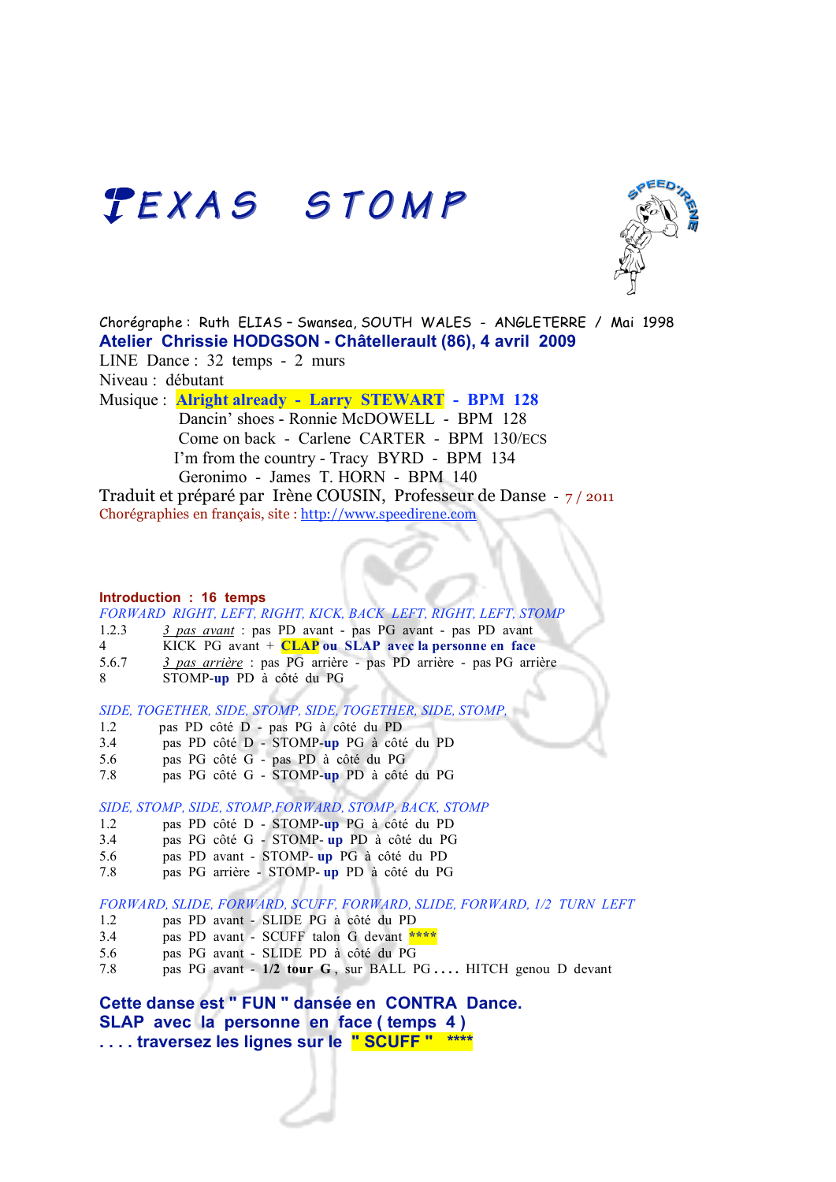# TEXAS STOMP

Chorégraphe : Ruth ELIAS – Swansea, SOUTH WALES - ANGLETERRE / Mai 1998

**Atelier Chrissie HODGSON - Châtellerault (86), 4 avril 2009**

LINE Dance : 32 temps - 2 murs

Niveau : débutant

Musique : **Alright already - Larry STEWART - BPM 128**
Dancin' shoes - Ronnie McDOWELL - BPM 128
Come on back - Carlene CARTER - BPM 130/ECS
I'm from the country - Tracy BYRD - BPM 134
Geronimo - James T. HORN - BPM 140

Traduit et préparé par Irène COUSIN, Professeur de Danse - 7 / 2011

Chorégraphies en français, site : http://www.speedirene.com

**Introduction : 16 temps**

*FORWARD RIGHT, LEFT, RIGHT, KICK, BACK LEFT, RIGHT, LEFT, STOMP*

1.2.3 *3 pas avant* : pas PD avant - pas PG avant - pas PD avant
4 KICK PG avant + **CLAP ou SLAP avec la personne en face**
5.6.7 *3 pas arrière* : pas PG arrière - pas PD arrière - pas PG arrière
8 STOMP-**up** PD à côté du PG

*SIDE, TOGETHER, SIDE, STOMP, SIDE, TOGETHER, SIDE, STOMP,*

1.2 pas PD côté D - pas PG à côté du PD
3.4 pas PD côté D - STOMP-**up** PG à côté du PD
5.6 pas PG côté G - pas PD à côté du PG
7.8 pas PG côté G - STOMP-**up** PD à côté du PG

*SIDE, STOMP, SIDE, STOMP,FORWARD, STOMP, BACK, STOMP*

1.2 pas PD côté D - STOMP-**up** PG à côté du PD
3.4 pas PG côté G - STOMP- **up** PD à côté du PG
5.6 pas PD avant - STOMP- **up** PG à côté du PD
7.8 pas PG arrière - STOMP- **up** PD à côté du PG

*FORWARD, SLIDE, FORWARD, SCUFF, FORWARD, SLIDE, FORWARD, 1/2 TURN LEFT*

1.2 pas PD avant - SLIDE PG à côté du PD
3.4 pas PD avant - SCUFF talon G devant ****
5.6 pas PG avant - SLIDE PD à côté du PG
7.8 pas PG avant - **1/2 tour G** , sur BALL PG . . . . HITCH genou D devant

**Cette danse est " FUN " dansée en CONTRA Dance.**
**SLAP avec la personne en face ( temps 4 )**
**. . . . traversez les lignes sur le " SCUFF " ****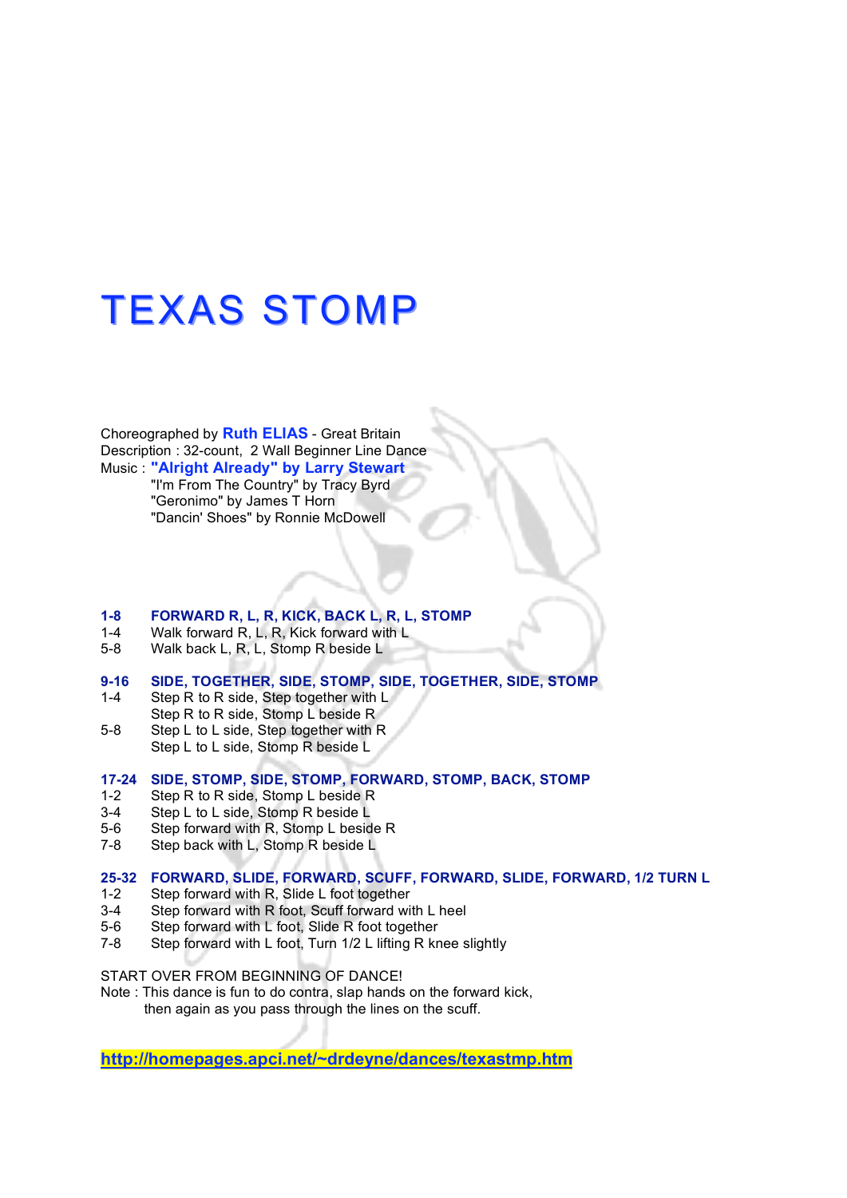# TEXAS STOMP

Choreographed by **Ruth ELIAS** - Great Britain
Description : 32-count, 2 Wall Beginner Line Dance
Music : **"Alright Already" by Larry Stewart**
"I'm From The Country" by Tracy Byrd
"Geronimo" by James T Horn
"Dancin' Shoes" by Ronnie McDowell

**1-8 FORWARD R, L, R, KICK, BACK L, R, L, STOMP**

1-4 Walk forward R, L, R, Kick forward with L
5-8 Walk back L, R, L, Stomp R beside L

**9-16 SIDE, TOGETHER, SIDE, STOMP, SIDE, TOGETHER, SIDE, STOMP**

1-4 Step R to R side, Step together with L
Step R to R side, Stomp L beside R
5-8 Step L to L side, Step together with R
Step L to L side, Stomp R beside L

**17-24 SIDE, STOMP, SIDE, STOMP, FORWARD, STOMP, BACK, STOMP**

1-2 Step R to R side, Stomp L beside R
3-4 Step L to L side, Stomp R beside L
5-6 Step forward with R, Stomp L beside R
7-8 Step back with L, Stomp R beside L

**25-32 FORWARD, SLIDE, FORWARD, SCUFF, FORWARD, SLIDE, FORWARD, 1/2 TURN L**

1-2 Step forward with R, Slide L foot together
3-4 Step forward with R foot, Scuff forward with L heel
5-6 Step forward with L foot, Slide R foot together
7-8 Step forward with L foot, Turn 1/2 L lifting R knee slightly

START OVER FROM BEGINNING OF DANCE!
Note : This dance is fun to do contra, slap hands on the forward kick,
then again as you pass through the lines on the scuff.

http://homepages.apci.net/~drdeyne/dances/texastmp.htm